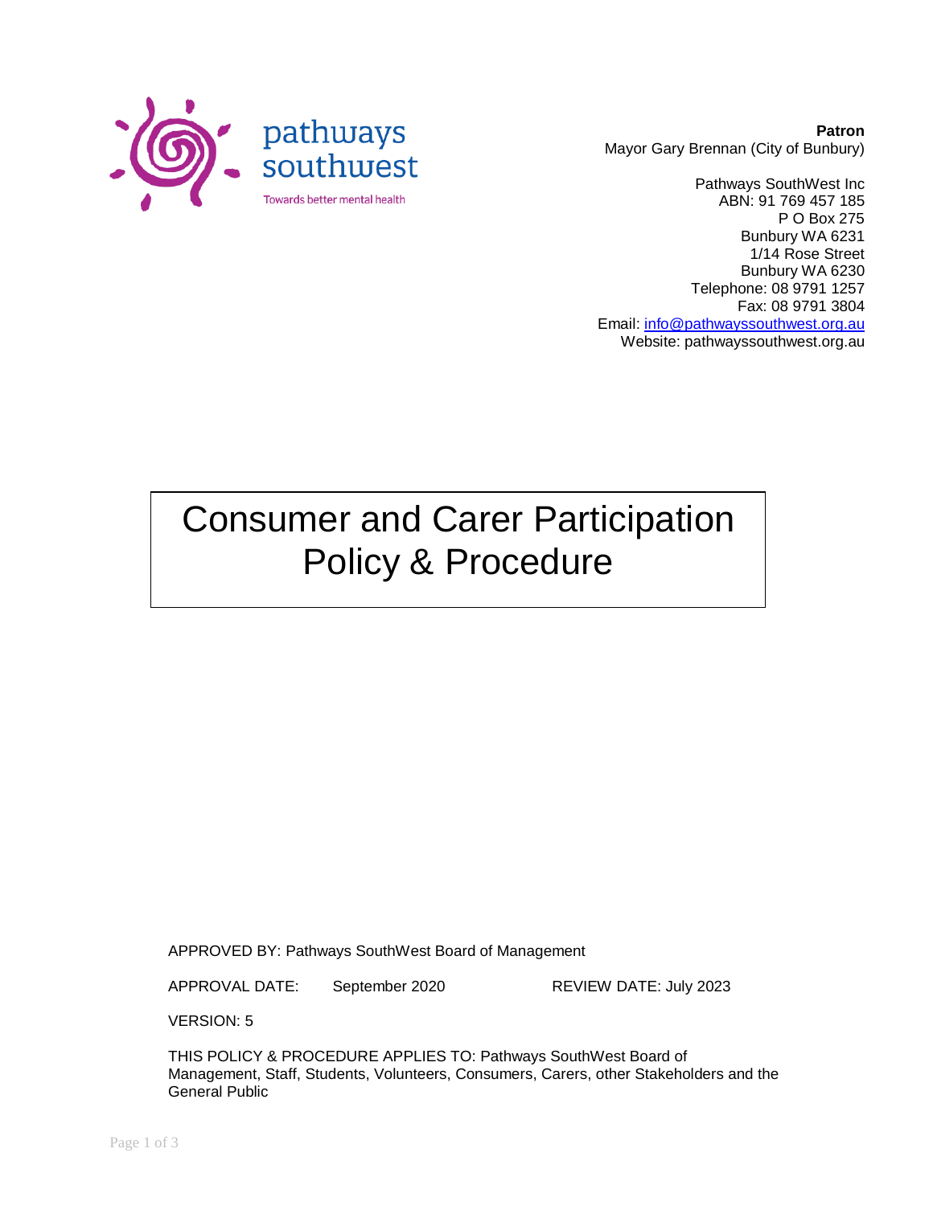pathways southwest

Towards better mental health

**Patron**
Mayor Gary Brennan (City of Bunbury)

Pathways SouthWest Inc
ABN: 91 769 457 185
P O Box 275
Bunbury WA 6231
1/14 Rose Street
Bunbury WA 6230
Telephone: 08 9791 1257
Fax: 08 9791 3804
Email: info@pathwayssouthwest.org.au
Website: pathwayssouthwest.org.au

# Consumer and Carer Participation Policy & Procedure

APPROVED BY: Pathways SouthWest Board of Management

APPROVAL DATE: September 2020 REVIEW DATE: July 2023

VERSION: 5

THIS POLICY & PROCEDURE APPLIES TO: Pathways SouthWest Board of Management, Staff, Students, Volunteers, Consumers, Carers, other Stakeholders and the General Public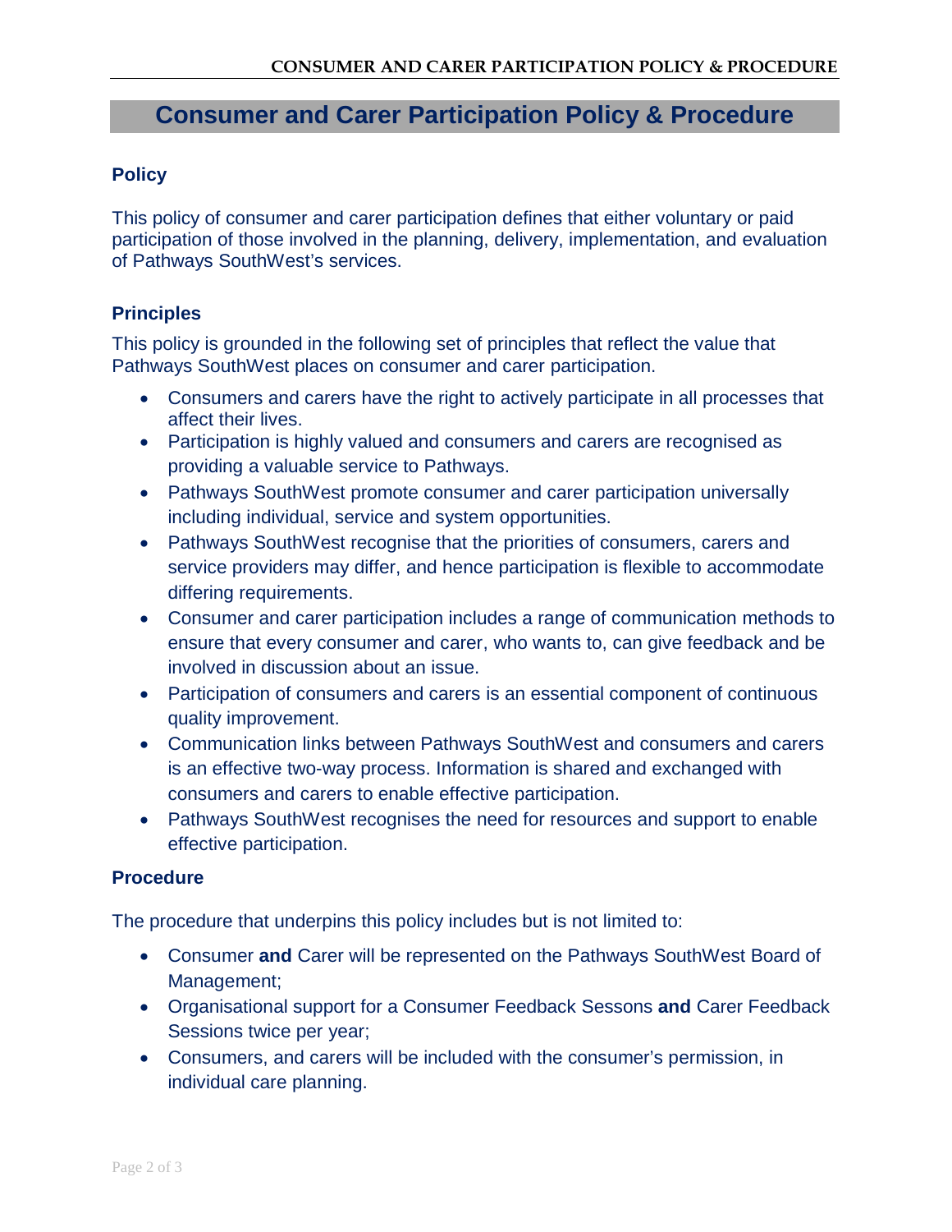# Consumer and Carer Participation Policy & Procedure

## Policy

This policy of consumer and carer participation defines that either voluntary or paid participation of those involved in the planning, delivery, implementation, and evaluation of Pathways SouthWest's services.

## Principles

This policy is grounded in the following set of principles that reflect the value that Pathways SouthWest places on consumer and carer participation.

- Consumers and carers have the right to actively participate in all processes that affect their lives.
- Participation is highly valued and consumers and carers are recognised as providing a valuable service to Pathways.
- Pathways SouthWest promote consumer and carer participation universally including individual, service and system opportunities.
- Pathways SouthWest recognise that the priorities of consumers, carers and service providers may differ, and hence participation is flexible to accommodate differing requirements.
- Consumer and carer participation includes a range of communication methods to ensure that every consumer and carer, who wants to, can give feedback and be involved in discussion about an issue.
- Participation of consumers and carers is an essential component of continuous quality improvement.
- Communication links between Pathways SouthWest and consumers and carers is an effective two-way process. Information is shared and exchanged with consumers and carers to enable effective participation.
- Pathways SouthWest recognises the need for resources and support to enable effective participation.

## Procedure

The procedure that underpins this policy includes but is not limited to:

- Consumer **and** Carer will be represented on the Pathways SouthWest Board of Management;
- Organisational support for a Consumer Feedback Sessons **and** Carer Feedback Sessions twice per year;
- Consumers, and carers will be included with the consumer's permission, in individual care planning.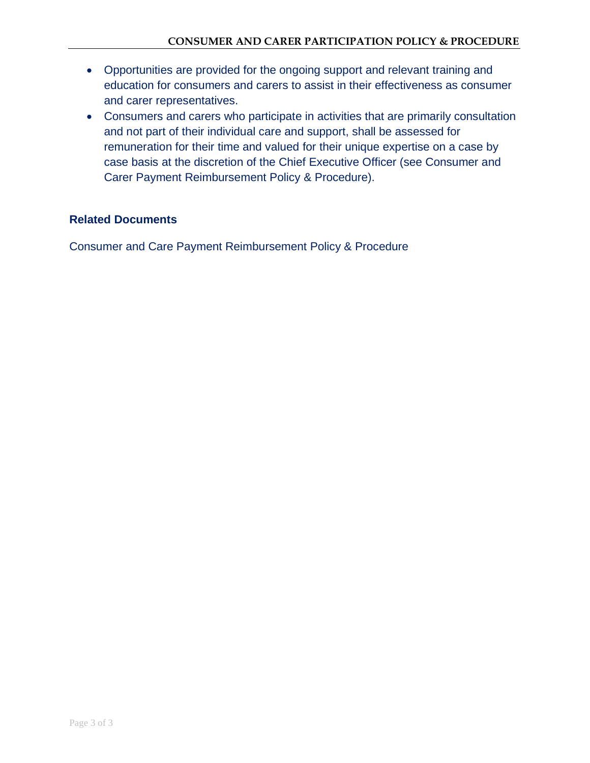- Opportunities are provided for the ongoing support and relevant training and education for consumers and carers to assist in their effectiveness as consumer and carer representatives.
- Consumers and carers who participate in activities that are primarily consultation and not part of their individual care and support, shall be assessed for remuneration for their time and valued for their unique expertise on a case by case basis at the discretion of the Chief Executive Officer (see Consumer and Carer Payment Reimbursement Policy & Procedure).

## Related Documents

Consumer and Care Payment Reimbursement Policy & Procedure